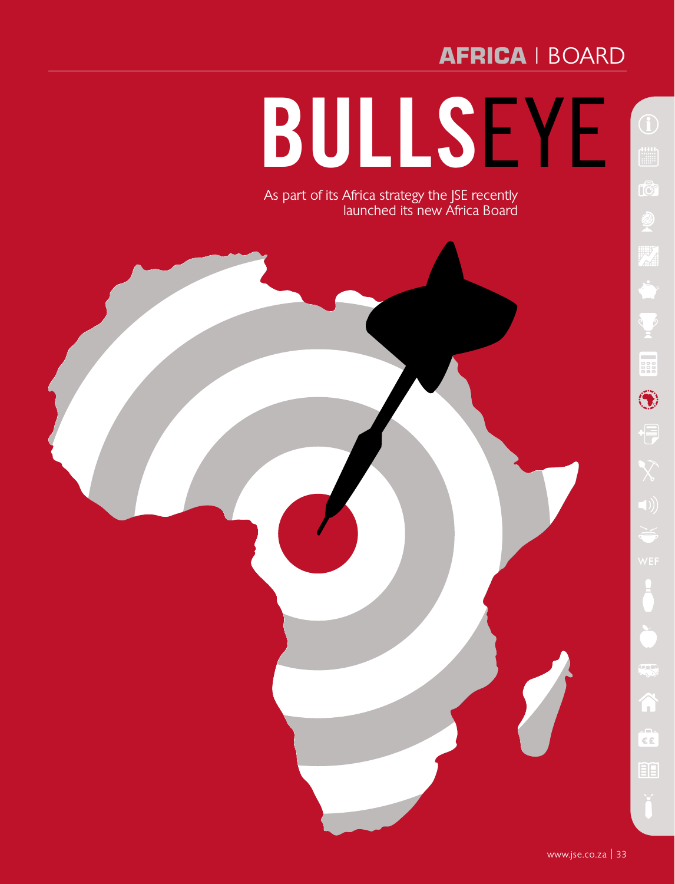AFRICA | BOARD

# BULLSEYE

As part of its Africa strategy the JSE recently launched its new Africa Board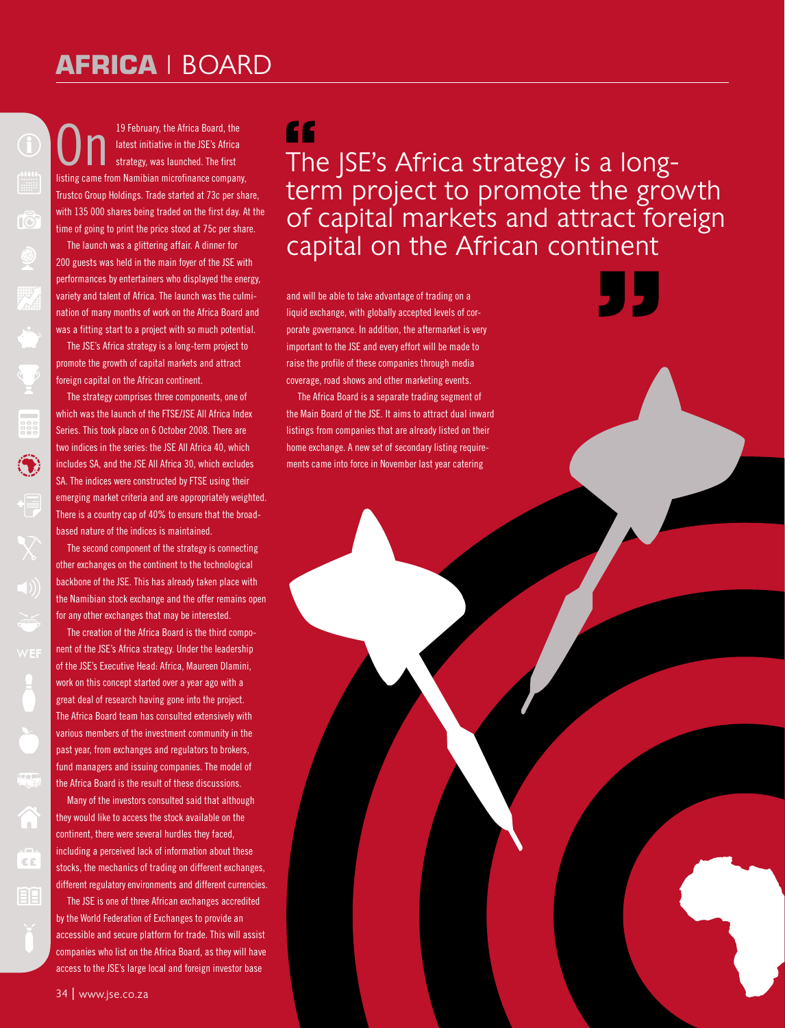# AFRICA | BOARD

On 19 February, the Africa Board, the latest initiative in the JSE's Africa strategy, was launched. The first listing came from Namibian microfinance company, Trustco Group Holdings. Trade started at 73c per share, with 135 000 shares being traded on the first day. At the time of going to print the price stood at 75c per share.

The launch was a glittering affair. A dinner for 200 guests was held in the main foyer of the JSE with performances by entertainers who displayed the energy, variety and talent of Africa. The launch was the culmination of many months of work on the Africa Board and was a fitting start to a project with so much potential.

The JSE's Africa strategy is a long-term project to promote the growth of capital markets and attract foreign capital on the African continent.

The strategy comprises three components, one of which was the launch of the FTSE/JSE All Africa Index Series. This took place on 6 October 2008. There are two indices in the series: the JSE All Africa 40, which includes SA, and the JSE All Africa 30, which excludes SA. The indices were constructed by FTSE using their emerging market criteria and are appropriately weighted. There is a country cap of 40% to ensure that the broad-based nature of the indices is maintained.

The second component of the strategy is connecting other exchanges on the continent to the technological backbone of the JSE. This has already taken place with the Namibian stock exchange and the offer remains open for any other exchanges that may be interested.

The creation of the Africa Board is the third component of the JSE's Africa strategy. Under the leadership of the JSE's Executive Head: Africa, Maureen Dlamini, work on this concept started over a year ago with a great deal of research having gone into the project. The Africa Board team has consulted extensively with various members of the investment community in the past year, from exchanges and regulators to brokers, fund managers and issuing companies. The model of the Africa Board is the result of these discussions.

Many of the investors consulted said that although they would like to access the stock available on the continent, there were several hurdles they faced, including a perceived lack of information about these stocks, the mechanics of trading on different exchanges, different regulatory environments and different currencies.

The JSE is one of three African exchanges accredited by the World Federation of Exchanges to provide an accessible and secure platform for trade. This will assist companies who list on the Africa Board, as they will have access to the JSE's large local and foreign investor base and will be able to take advantage of trading on a liquid exchange, with globally accepted levels of corporate governance. In addition, the aftermarket is very important to the JSE and every effort will be made to raise the profile of these companies through media coverage, road shows and other marketing events.

> "The JSE's Africa strategy is a long-term project to promote the growth of capital markets and attract foreign capital on the African continent"

The Africa Board is a separate trading segment of the Main Board of the JSE. It aims to attract dual inward listings from companies that are already listed on their home exchange. A new set of secondary listing requirements came into force in November last year catering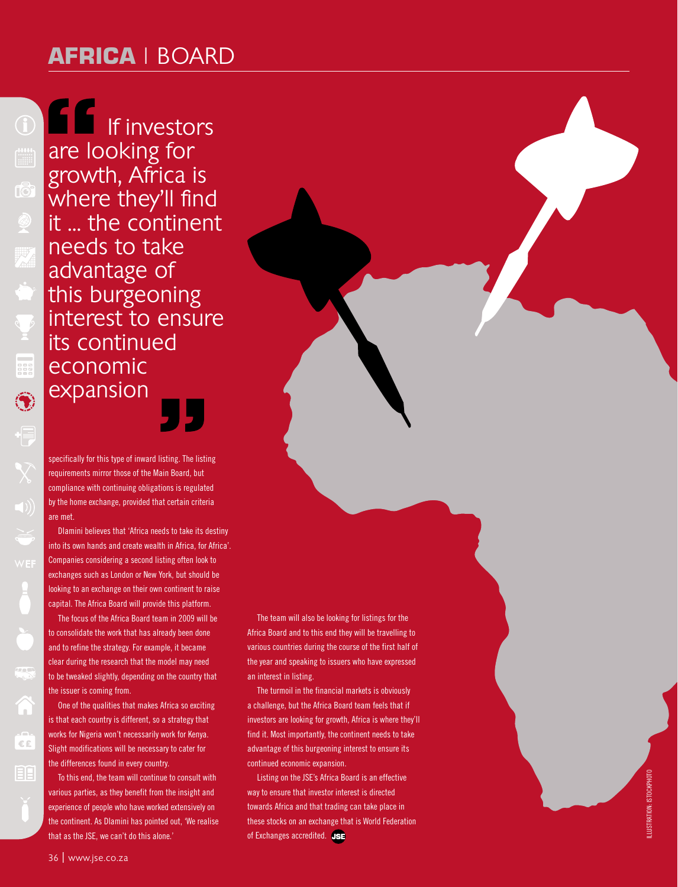> If investors are looking for growth, Africa is where they'll find it ... the continent needs to take advantage of this burgeoning interest to ensure its continued economic expansion

specifically for this type of inward listing. The listing requirements mirror those of the Main Board, but compliance with continuing obligations is regulated by the home exchange, provided that certain criteria are met.

Dlamini believes that 'Africa needs to take its destiny into its own hands and create wealth in Africa, for Africa'. Companies considering a second listing often look to exchanges such as London or New York, but should be looking to an exchange on their own continent to raise capital. The Africa Board will provide this platform.

The focus of the Africa Board team in 2009 will be to consolidate the work that has already been done and to refine the strategy. For example, it became clear during the research that the model may need to be tweaked slightly, depending on the country that the issuer is coming from.

One of the qualities that makes Africa so exciting is that each country is different, so a strategy that works for Nigeria won't necessarily work for Kenya. Slight modifications will be necessary to cater for the differences found in every country.

To this end, the team will continue to consult with various parties, as they benefit from the insight and experience of people who have worked extensively on the continent. As Dlamini has pointed out, 'We realise that as the JSE, we can't do this alone.'

The team will also be looking for listings for the Africa Board and to this end they will be travelling to various countries during the course of the first half of the year and speaking to issuers who have expressed an interest in listing.

The turmoil in the financial markets is obviously a challenge, but the Africa Board team feels that if investors are looking for growth, Africa is where they'll find it. Most importantly, the continent needs to take advantage of this burgeoning interest to ensure its continued economic expansion.

Listing on the JSE's Africa Board is an effective way to ensure that investor interest is directed towards Africa and that trading can take place in these stocks on an exchange that is World Federation of Exchanges accredited.

ILLUSTRATION: ISTOCKPHOTO